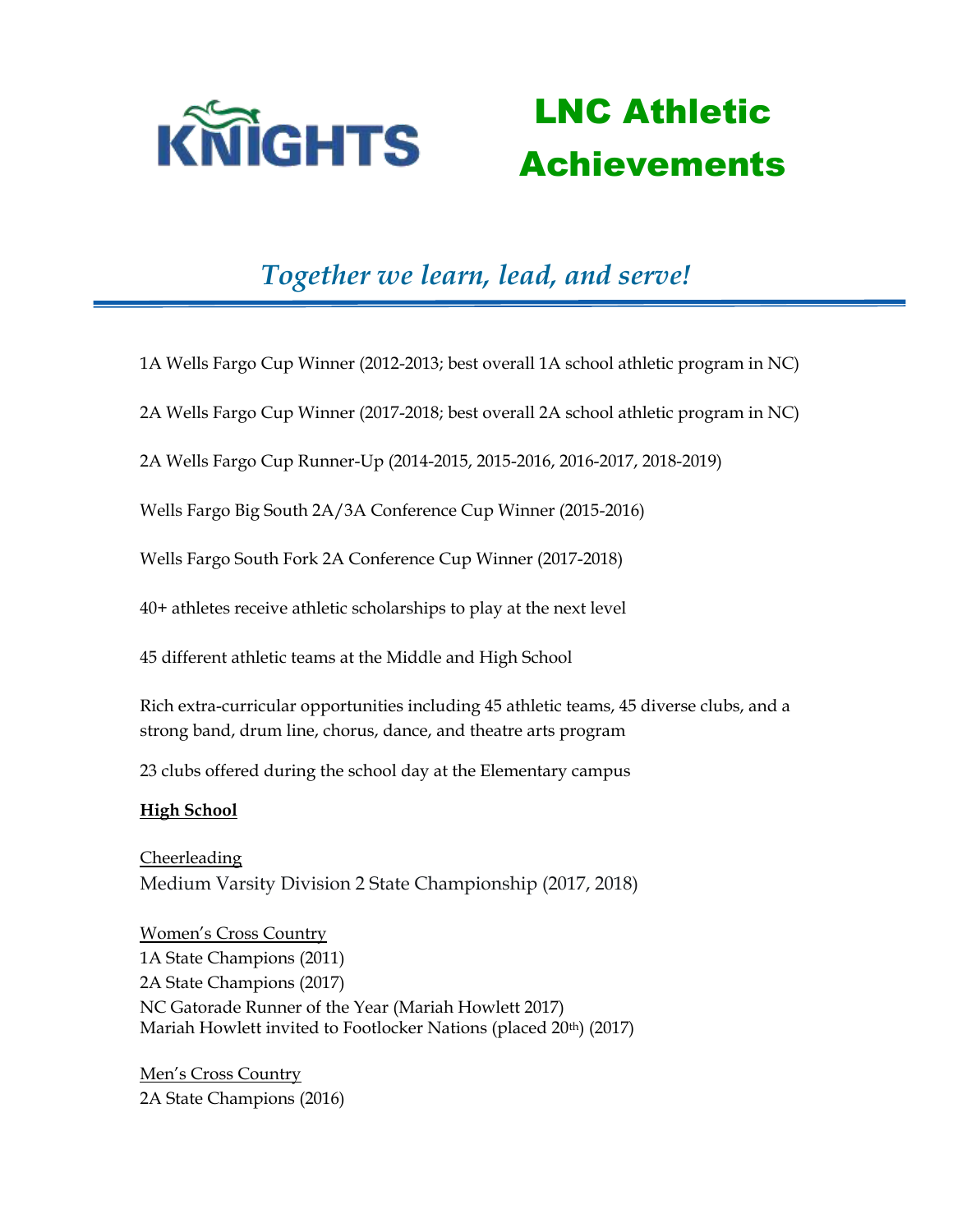KNIGHTS

# LNC Athletic Achievements

## *Together we learn, lead, and serve!*

---

1A Wells Fargo Cup Winner (2012-2013; best overall 1A school athletic program in NC)

2A Wells Fargo Cup Winner (2017-2018; best overall 2A school athletic program in NC)

2A Wells Fargo Cup Runner-Up (2014-2015, 2015-2016, 2016-2017, 2018-2019)

Wells Fargo Big South 2A/3A Conference Cup Winner (2015-2016)

Wells Fargo South Fork 2A Conference Cup Winner (2017-2018)

40+ athletes receive athletic scholarships to play at the next level

45 different athletic teams at the Middle and High School

Rich extra-curricular opportunities including 45 athletic teams, 45 diverse clubs, and a strong band, drum line, chorus, dance, and theatre arts program

23 clubs offered during the school day at the Elementary campus

**<u>High School</u>**

<u>Cheerleading</u>
Medium Varsity Division 2 State Championship (2017, 2018)

<u>Women's Cross Country</u>
1A State Champions (2011)
2A State Champions (2017)
NC Gatorade Runner of the Year (Mariah Howlett 2017)
Mariah Howlett invited to Footlocker Nations (placed 20th) (2017)

<u>Men's Cross Country</u>
2A State Champions (2016)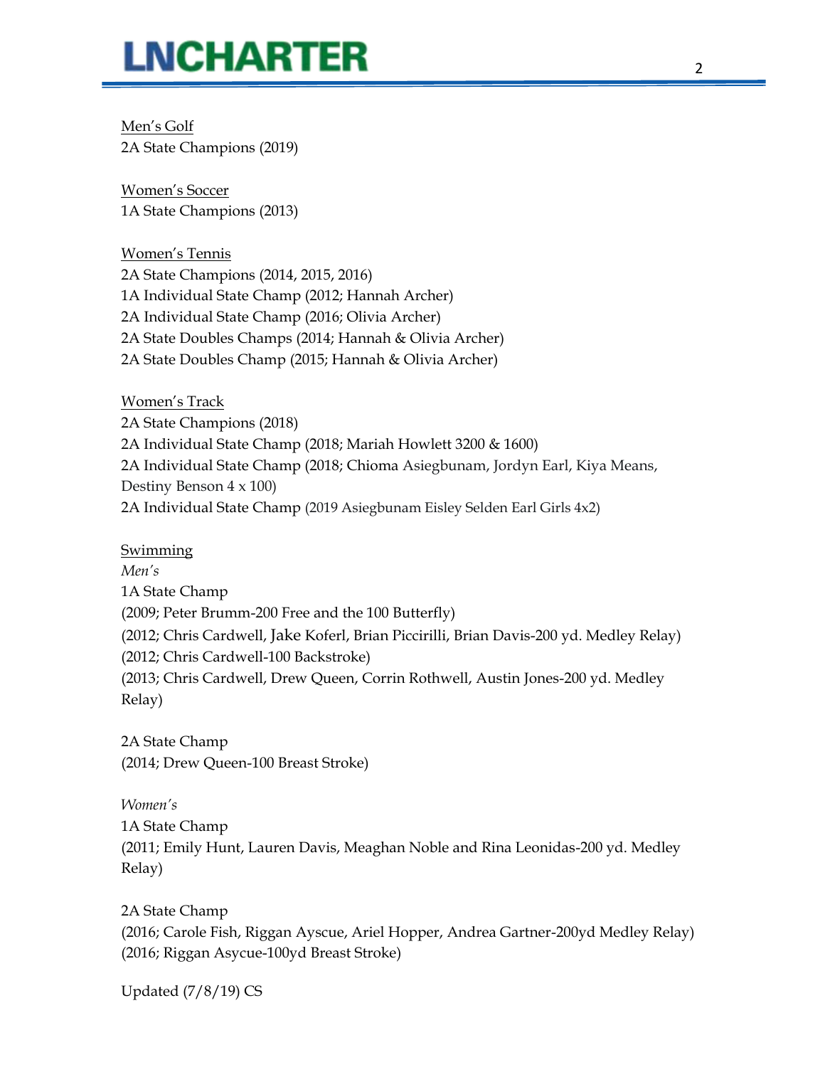Men's Golf
2A State Champions (2019)

Women's Soccer
1A State Champions (2013)

Women's Tennis
2A State Champions (2014, 2015, 2016)
1A Individual State Champ (2012; Hannah Archer)
2A Individual State Champ (2016; Olivia Archer)
2A State Doubles Champs (2014; Hannah & Olivia Archer)
2A State Doubles Champ (2015; Hannah & Olivia Archer)

Women's Track
2A State Champions (2018)
2A Individual State Champ (2018; Mariah Howlett 3200 & 1600)
2A Individual State Champ (2018; Chioma Asiegbunam, Jordyn Earl, Kiya Means, Destiny Benson 4 x 100)
2A Individual State Champ (2019 Asiegbunam Eisley Selden Earl Girls 4x2)

Swimming
*Men's*
1A State Champ
(2009; Peter Brumm-200 Free and the 100 Butterfly)
(2012; Chris Cardwell, Jake Koferl, Brian Piccirilli, Brian Davis-200 yd. Medley Relay)
(2012; Chris Cardwell-100 Backstroke)
(2013; Chris Cardwell, Drew Queen, Corrin Rothwell, Austin Jones-200 yd. Medley Relay)

2A State Champ
(2014; Drew Queen-100 Breast Stroke)

*Women's*
1A State Champ
(2011; Emily Hunt, Lauren Davis, Meaghan Noble and Rina Leonidas-200 yd. Medley Relay)

2A State Champ
(2016; Carole Fish, Riggan Ayscue, Ariel Hopper, Andrea Gartner-200yd Medley Relay)
(2016; Riggan Asycue-100yd Breast Stroke)

Updated (7/8/19) CS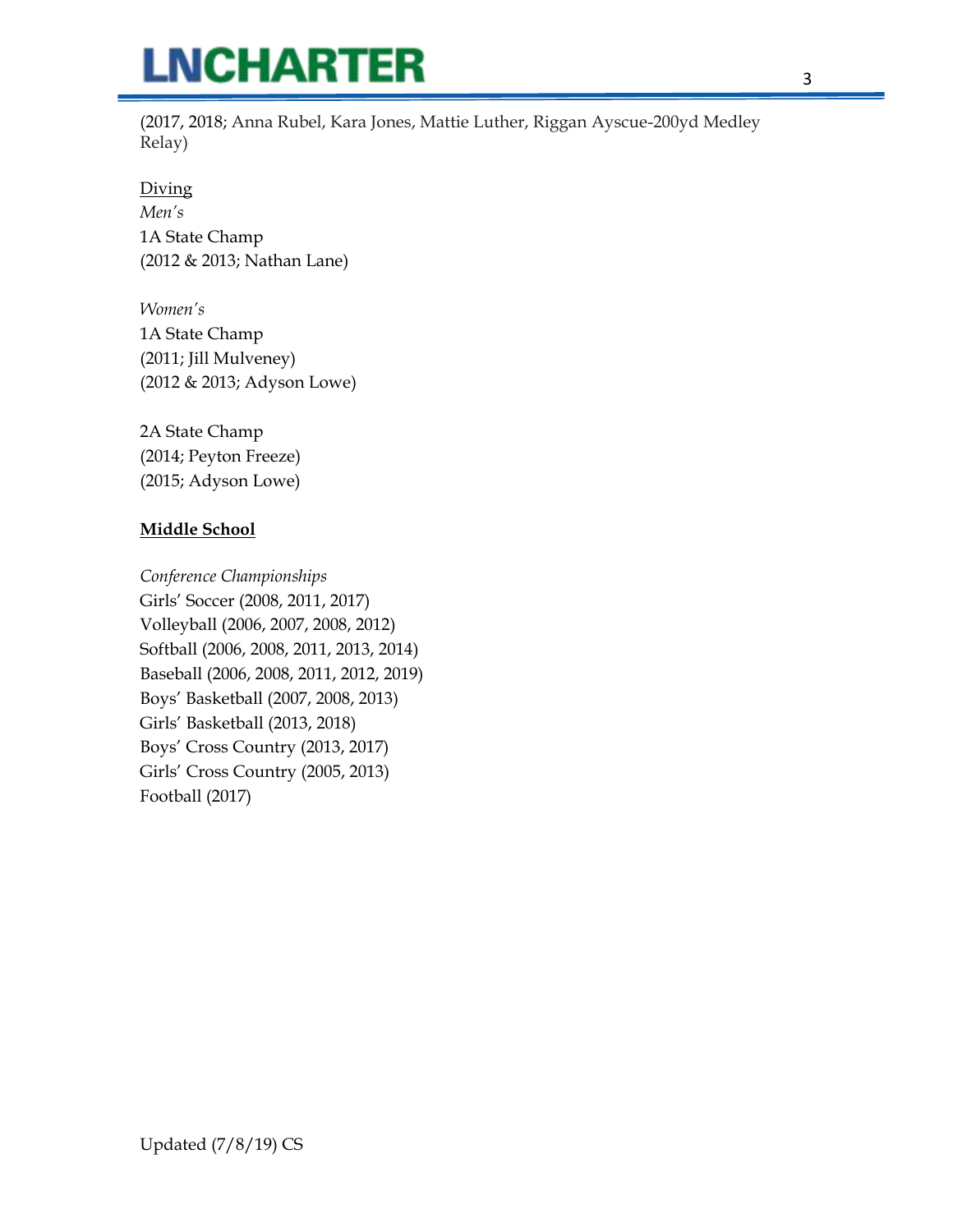(2017, 2018; Anna Rubel, Kara Jones, Mattie Luther, Riggan Ayscue-200yd Medley Relay)

Diving

*Men's*

1A State Champ
(2012 & 2013; Nathan Lane)

*Women's*

1A State Champ
(2011; Jill Mulveney)
(2012 & 2013; Adyson Lowe)

2A State Champ
(2014; Peyton Freeze)
(2015; Adyson Lowe)

**Middle School**

*Conference Championships*

Girls' Soccer (2008, 2011, 2017)
Volleyball (2006, 2007, 2008, 2012)
Softball (2006, 2008, 2011, 2013, 2014)
Baseball (2006, 2008, 2011, 2012, 2019)
Boys' Basketball (2007, 2008, 2013)
Girls' Basketball (2013, 2018)
Boys' Cross Country (2013, 2017)
Girls' Cross Country (2005, 2013)
Football (2017)

Updated (7/8/19) CS